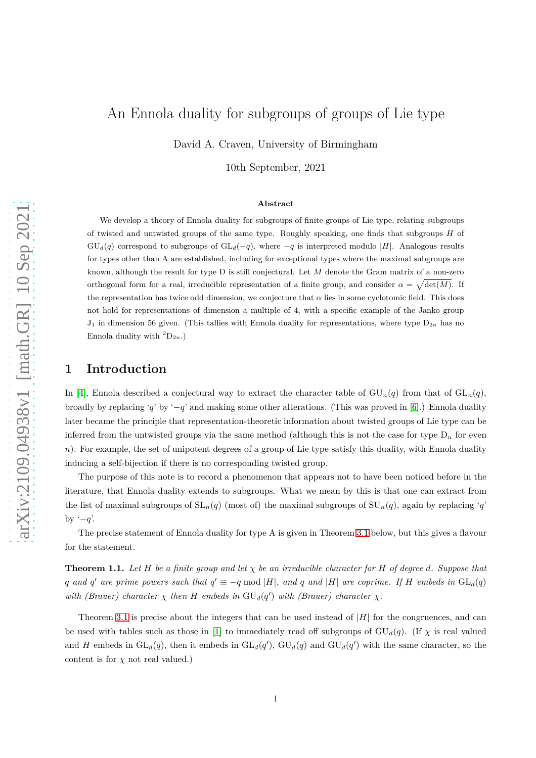# An Ennola duality for subgroups of groups of Lie type

David A. Craven, University of Birmingham

10th September, 2021

### Abstract

We develop a theory of Ennola duality for subgroups of finite groups of Lie type, relating subgroups of twisted and untwisted groups of the same type. Roughly speaking, one finds that subgroups $H$ of $\mathrm{GU}_d(q)$ correspond to subgroups of $\mathrm{GL}_d(-q)$, where $-q$ is interpreted modulo $|H|$. Analogous results for types other than A are established, including for exceptional types where the maximal subgroups are known, although the result for type D is still conjectural. Let $M$ denote the Gram matrix of a non-zero orthogonal form for a real, irreducible representation of a finite group, and consider $\alpha = \sqrt{\det(M)}$. If the representation has twice odd dimension, we conjecture that $\alpha$ lies in some cyclotomic field. This does not hold for representations of dimension a multiple of 4, with a specific example of the Janko group $\mathrm{J}_1$ in dimension 56 given. (This tallies with Ennola duality for representations, where type $\mathrm{D}_{2n}$ has no Ennola duality with ${}^2\mathrm{D}_{2n}$.)

## 1 Introduction

In [4], Ennola described a conjectural way to extract the character table of $\mathrm{GU}_n(q)$ from that of $\mathrm{GL}_n(q)$, broadly by replacing '$q$' by '$-q$' and making some other alterations. (This was proved in [6].) Ennola duality later became the principle that representation-theoretic information about twisted groups of Lie type can be inferred from the untwisted groups via the same method (although this is not the case for type $\mathrm{D}_n$ for even $n$). For example, the set of unipotent degrees of a group of Lie type satisfy this duality, with Ennola duality inducing a self-bijection if there is no corresponding twisted group.

The purpose of this note is to record a phenomenon that appears not to have been noticed before in the literature, that Ennola duality extends to subgroups. What we mean by this is that one can extract from the list of maximal subgroups of $\mathrm{SL}_n(q)$ (most of) the maximal subgroups of $\mathrm{SU}_n(q)$, again by replacing '$q$' by '$-q$'.

The precise statement of Ennola duality for type A is given in Theorem 3.1 below, but this gives a flavour for the statement.

**Theorem 1.1.** *Let $H$ be a finite group and let $\chi$ be an irreducible character for $H$ of degree $d$. Suppose that $q$ and $q'$ are prime powers such that $q' \equiv -q \bmod |H|$, and $q$ and $|H|$ are coprime. If $H$ embeds in $\mathrm{GL}_d(q)$ with (Brauer) character $\chi$ then $H$ embeds in $\mathrm{GU}_d(q')$ with (Brauer) character $\chi$.*

Theorem 3.1 is precise about the integers that can be used instead of $|H|$ for the congruences, and can be used with tables such as those in [1] to immediately read off subgroups of $\mathrm{GU}_d(q)$. (If $\chi$ is real valued and $H$ embeds in $\mathrm{GL}_d(q)$, then it embeds in $\mathrm{GL}_d(q')$, $\mathrm{GU}_d(q)$ and $\mathrm{GU}_d(q')$ with the same character, so the content is for $\chi$ not real valued.)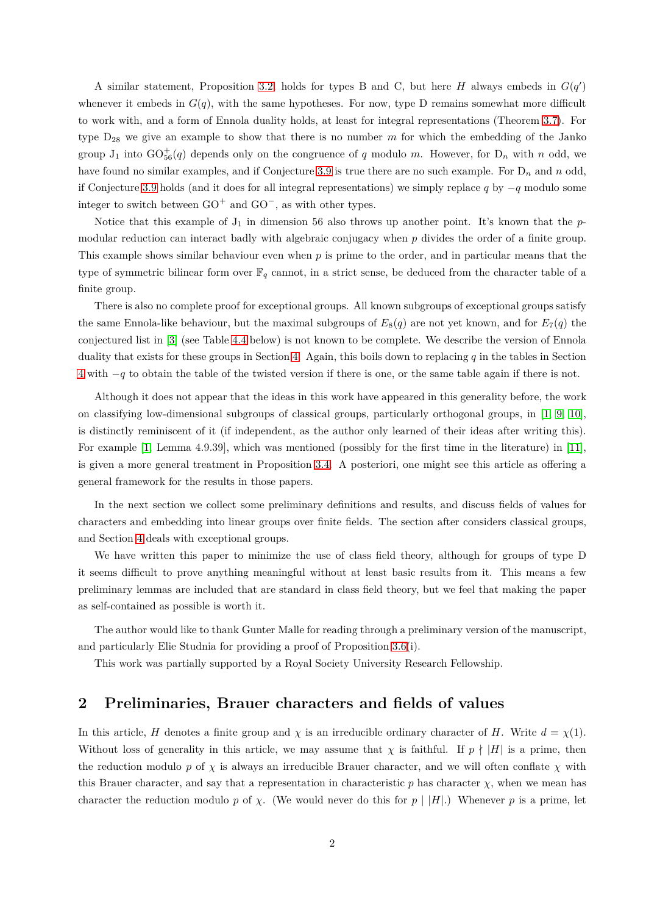A similar statement, Proposition 3.2, holds for types B and C, but here $H$ always embeds in $G(q')$ whenever it embeds in $G(q)$, with the same hypotheses. For now, type D remains somewhat more difficult to work with, and a form of Ennola duality holds, at least for integral representations (Theorem 3.7). For type $\mathrm{D}_{28}$ we give an example to show that there is no number $m$ for which the embedding of the Janko group $\mathrm{J}_1$ into $\mathrm{GO}_{56}^+(q)$ depends only on the congruence of $q$ modulo $m$. However, for $\mathrm{D}_n$ with $n$ odd, we have found no similar examples, and if Conjecture 3.9 is true there are no such example. For $\mathrm{D}_n$ and $n$ odd, if Conjecture 3.9 holds (and it does for all integral representations) we simply replace $q$ by $-q$ modulo some integer to switch between $\mathrm{GO}^+$ and $\mathrm{GO}^-$, as with other types.

Notice that this example of $\mathrm{J}_1$ in dimension 56 also throws up another point. It's known that the $p$-modular reduction can interact badly with algebraic conjugacy when $p$ divides the order of a finite group. This example shows similar behaviour even when $p$ is prime to the order, and in particular means that the type of symmetric bilinear form over $\mathbb{F}_q$ cannot, in a strict sense, be deduced from the character table of a finite group.

There is also no complete proof for exceptional groups. All known subgroups of exceptional groups satisfy the same Ennola-like behaviour, but the maximal subgroups of $E_8(q)$ are not yet known, and for $E_7(q)$ the conjectured list in [3] (see Table 4.4 below) is not known to be complete. We describe the version of Ennola duality that exists for these groups in Section 4. Again, this boils down to replacing $q$ in the tables in Section 4 with $-q$ to obtain the table of the twisted version if there is one, or the same table again if there is not.

Although it does not appear that the ideas in this work have appeared in this generality before, the work on classifying low-dimensional subgroups of classical groups, particularly orthogonal groups, in [1, 9, 10], is distinctly reminiscent of it (if independent, as the author only learned of their ideas after writing this). For example [1, Lemma 4.9.39], which was mentioned (possibly for the first time in the literature) in [11], is given a more general treatment in Proposition 3.4. A posteriori, one might see this article as offering a general framework for the results in those papers.

In the next section we collect some preliminary definitions and results, and discuss fields of values for characters and embedding into linear groups over finite fields. The section after considers classical groups, and Section 4 deals with exceptional groups.

We have written this paper to minimize the use of class field theory, although for groups of type D it seems difficult to prove anything meaningful without at least basic results from it. This means a few preliminary lemmas are included that are standard in class field theory, but we feel that making the paper as self-contained as possible is worth it.

The author would like to thank Gunter Malle for reading through a preliminary version of the manuscript, and particularly Elie Studnia for providing a proof of Proposition 3.6(i).

This work was partially supported by a Royal Society University Research Fellowship.

## 2 Preliminaries, Brauer characters and fields of values

In this article, $H$ denotes a finite group and $\chi$ is an irreducible ordinary character of $H$. Write $d = \chi(1)$. Without loss of generality in this article, we may assume that $\chi$ is faithful. If $p \nmid |H|$ is a prime, then the reduction modulo $p$ of $\chi$ is always an irreducible Brauer character, and we will often conflate $\chi$ with this Brauer character, and say that a representation in characteristic $p$ has character $\chi$, when we mean has character the reduction modulo $p$ of $\chi$. (We would never do this for $p \mid |H|$.) Whenever $p$ is a prime, let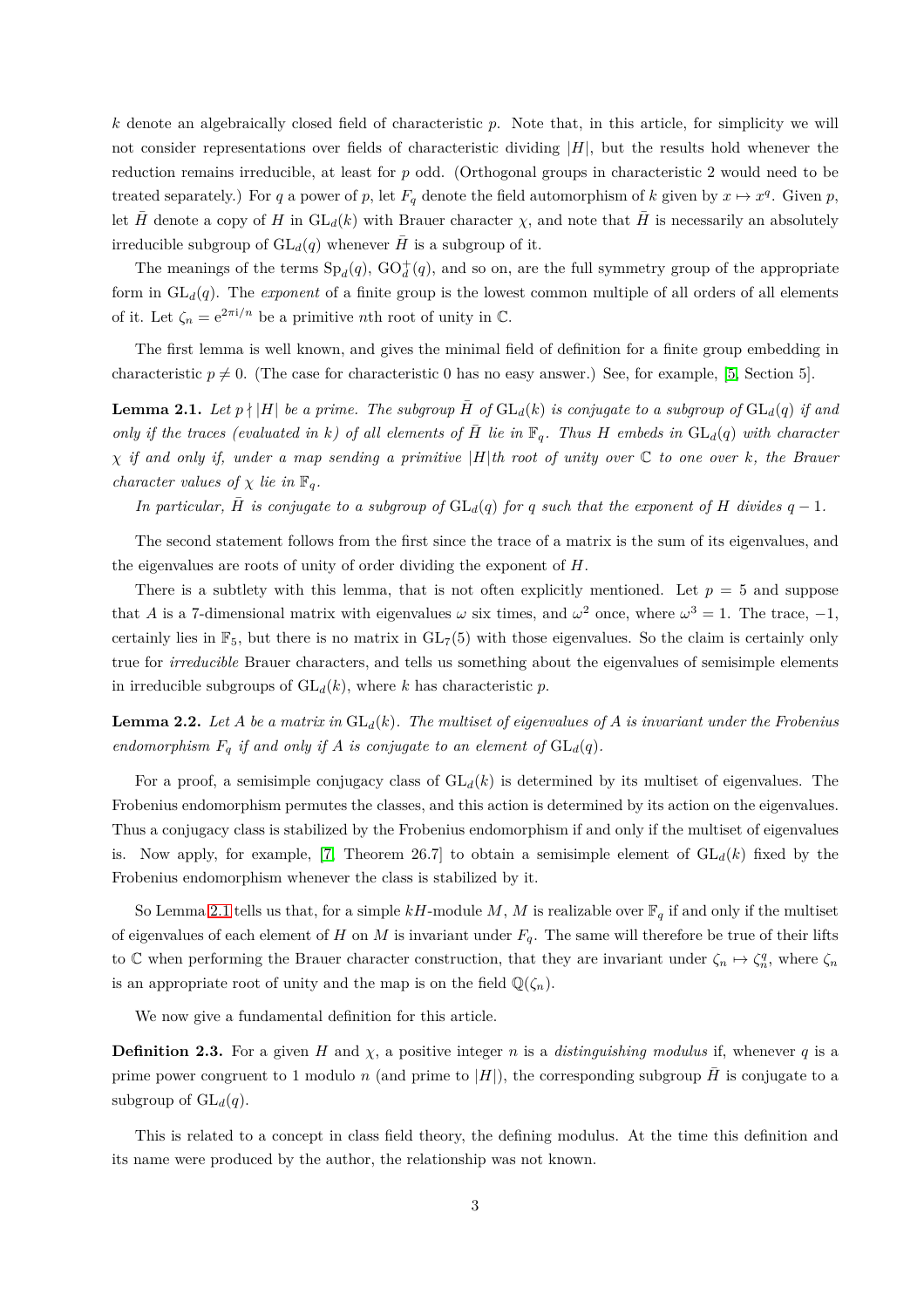$k$ denote an algebraically closed field of characteristic $p$. Note that, in this article, for simplicity we will not consider representations over fields of characteristic dividing $|H|$, but the results hold whenever the reduction remains irreducible, at least for $p$ odd. (Orthogonal groups in characteristic 2 would need to be treated separately.) For $q$ a power of $p$, let $F_q$ denote the field automorphism of $k$ given by $x \mapsto x^q$. Given $p$, let $\bar{H}$ denote a copy of $H$ in $\mathrm{GL}_d(k)$ with Brauer character $\chi$, and note that $\bar{H}$ is necessarily an absolutely irreducible subgroup of $\mathrm{GL}_d(q)$ whenever $\bar{H}$ is a subgroup of it.

The meanings of the terms $\mathrm{Sp}_d(q)$, $\mathrm{GO}_d^+(q)$, and so on, are the full symmetry group of the appropriate form in $\mathrm{GL}_d(q)$. The *exponent* of a finite group is the lowest common multiple of all orders of all elements of it. Let $\zeta_n = \mathrm{e}^{2\pi \mathrm{i}/n}$ be a primitive $n$th root of unity in $\mathbb{C}$.

The first lemma is well known, and gives the minimal field of definition for a finite group embedding in characteristic $p \neq 0$. (The case for characteristic 0 has no easy answer.) See, for example, [5, Section 5].

**Lemma 2.1.** *Let $p \nmid |H|$ be a prime. The subgroup $\bar{H}$ of $\mathrm{GL}_d(k)$ is conjugate to a subgroup of $\mathrm{GL}_d(q)$ if and only if the traces (evaluated in $k$) of all elements of $\bar{H}$ lie in $\mathbb{F}_q$. Thus $H$ embeds in $\mathrm{GL}_d(q)$ with character $\chi$ if and only if, under a map sending a primitive $|H|$th root of unity over $\mathbb{C}$ to one over $k$, the Brauer character values of $\chi$ lie in $\mathbb{F}_q$.*

*In particular, $\bar{H}$ is conjugate to a subgroup of $\mathrm{GL}_d(q)$ for $q$ such that the exponent of $H$ divides $q-1$.*

The second statement follows from the first since the trace of a matrix is the sum of its eigenvalues, and the eigenvalues are roots of unity of order dividing the exponent of $H$.

There is a subtlety with this lemma, that is not often explicitly mentioned. Let $p = 5$ and suppose that $A$ is a 7-dimensional matrix with eigenvalues $\omega$ six times, and $\omega^2$ once, where $\omega^3 = 1$. The trace, $-1$, certainly lies in $\mathbb{F}_5$, but there is no matrix in $\mathrm{GL}_7(5)$ with those eigenvalues. So the claim is certainly only true for *irreducible* Brauer characters, and tells us something about the eigenvalues of semisimple elements in irreducible subgroups of $\mathrm{GL}_d(k)$, where $k$ has characteristic $p$.

**Lemma 2.2.** *Let $A$ be a matrix in $\mathrm{GL}_d(k)$. The multiset of eigenvalues of $A$ is invariant under the Frobenius endomorphism $F_q$ if and only if $A$ is conjugate to an element of $\mathrm{GL}_d(q)$.*

For a proof, a semisimple conjugacy class of $\mathrm{GL}_d(k)$ is determined by its multiset of eigenvalues. The Frobenius endomorphism permutes the classes, and this action is determined by its action on the eigenvalues. Thus a conjugacy class is stabilized by the Frobenius endomorphism if and only if the multiset of eigenvalues is. Now apply, for example, [7, Theorem 26.7] to obtain a semisimple element of $\mathrm{GL}_d(k)$ fixed by the Frobenius endomorphism whenever the class is stabilized by it.

So Lemma 2.1 tells us that, for a simple $kH$-module $M$, $M$ is realizable over $\mathbb{F}_q$ if and only if the multiset of eigenvalues of each element of $H$ on $M$ is invariant under $F_q$. The same will therefore be true of their lifts to $\mathbb{C}$ when performing the Brauer character construction, that they are invariant under $\zeta_n \mapsto \zeta_n^q$, where $\zeta_n$ is an appropriate root of unity and the map is on the field $\mathbb{Q}(\zeta_n)$.

We now give a fundamental definition for this article.

**Definition 2.3.** For a given $H$ and $\chi$, a positive integer $n$ is a *distinguishing modulus* if, whenever $q$ is a prime power congruent to 1 modulo $n$ (and prime to $|H|$), the corresponding subgroup $\bar{H}$ is conjugate to a subgroup of $\mathrm{GL}_d(q)$.

This is related to a concept in class field theory, the defining modulus. At the time this definition and its name were produced by the author, the relationship was not known.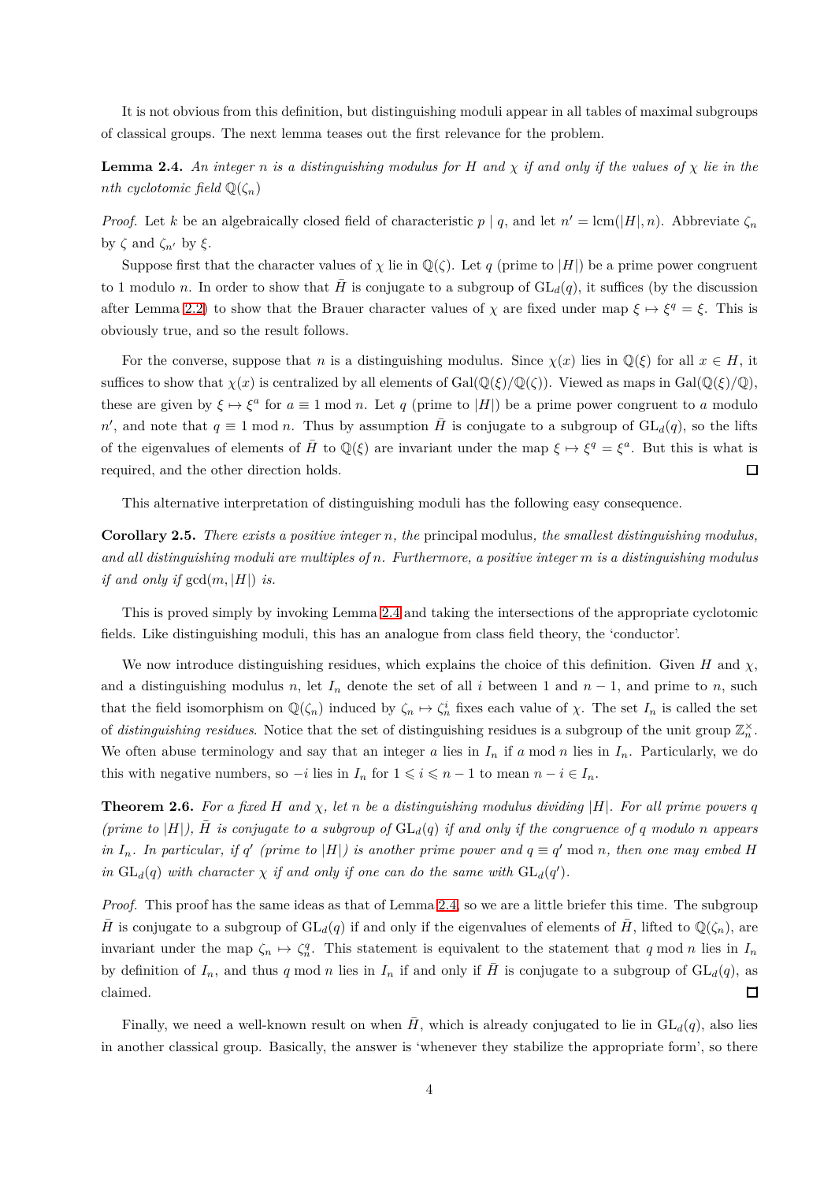It is not obvious from this definition, but distinguishing moduli appear in all tables of maximal subgroups of classical groups. The next lemma teases out the first relevance for the problem.

**Lemma 2.4.** *An integer $n$ is a distinguishing modulus for $H$ and $\chi$ if and only if the values of $\chi$ lie in the $n$th cyclotomic field $\mathbb{Q}(\zeta_n)$*

*Proof.* Let $k$ be an algebraically closed field of characteristic $p \mid q$, and let $n' = \operatorname{lcm}(|H|, n)$. Abbreviate $\zeta_n$ by $\zeta$ and $\zeta_{n'}$ by $\xi$.

Suppose first that the character values of $\chi$ lie in $\mathbb{Q}(\zeta)$. Let $q$ (prime to $|H|$) be a prime power congruent to 1 modulo $n$. In order to show that $\bar{H}$ is conjugate to a subgroup of $\mathrm{GL}_d(q)$, it suffices (by the discussion after Lemma 2.2) to show that the Brauer character values of $\chi$ are fixed under map $\xi \mapsto \xi^q = \xi$. This is obviously true, and so the result follows.

For the converse, suppose that $n$ is a distinguishing modulus. Since $\chi(x)$ lies in $\mathbb{Q}(\xi)$ for all $x \in H$, it suffices to show that $\chi(x)$ is centralized by all elements of $\mathrm{Gal}(\mathbb{Q}(\xi)/\mathbb{Q}(\zeta))$. Viewed as maps in $\mathrm{Gal}(\mathbb{Q}(\xi)/\mathbb{Q})$, these are given by $\xi \mapsto \xi^a$ for $a \equiv 1 \bmod n$. Let $q$ (prime to $|H|$) be a prime power congruent to $a$ modulo $n'$, and note that $q \equiv 1 \bmod n$. Thus by assumption $\bar{H}$ is conjugate to a subgroup of $\mathrm{GL}_d(q)$, so the lifts of the eigenvalues of elements of $\bar{H}$ to $\mathbb{Q}(\xi)$ are invariant under the map $\xi \mapsto \xi^q = \xi^a$. But this is what is required, and the other direction holds. $\square$

This alternative interpretation of distinguishing moduli has the following easy consequence.

**Corollary 2.5.** *There exists a positive integer $n$, the* principal modulus*, the smallest distinguishing modulus, and all distinguishing moduli are multiples of $n$. Furthermore, a positive integer $m$ is a distinguishing modulus if and only if $\gcd(m, |H|)$ is.*

This is proved simply by invoking Lemma 2.4 and taking the intersections of the appropriate cyclotomic fields. Like distinguishing moduli, this has an analogue from class field theory, the 'conductor'.

We now introduce distinguishing residues, which explains the choice of this definition. Given $H$ and $\chi$, and a distinguishing modulus $n$, let $I_n$ denote the set of all $i$ between 1 and $n-1$, and prime to $n$, such that the field isomorphism on $\mathbb{Q}(\zeta_n)$ induced by $\zeta_n \mapsto \zeta_n^i$ fixes each value of $\chi$. The set $I_n$ is called the set of *distinguishing residues*. Notice that the set of distinguishing residues is a subgroup of the unit group $\mathbb{Z}_n^\times$. We often abuse terminology and say that an integer $a$ lies in $I_n$ if $a \bmod n$ lies in $I_n$. Particularly, we do this with negative numbers, so $-i$ lies in $I_n$ for $1 \leqslant i \leqslant n-1$ to mean $n - i \in I_n$.

**Theorem 2.6.** *For a fixed $H$ and $\chi$, let $n$ be a distinguishing modulus dividing $|H|$. For all prime powers $q$ (prime to $|H|$), $\bar{H}$ is conjugate to a subgroup of $\mathrm{GL}_d(q)$ if and only if the congruence of $q$ modulo $n$ appears in $I_n$. In particular, if $q'$ (prime to $|H|$) is another prime power and $q \equiv q' \bmod n$, then one may embed $H$ in $\mathrm{GL}_d(q)$ with character $\chi$ if and only if one can do the same with $\mathrm{GL}_d(q')$.*

*Proof.* This proof has the same ideas as that of Lemma 2.4, so we are a little briefer this time. The subgroup $\bar{H}$ is conjugate to a subgroup of $\mathrm{GL}_d(q)$ if and only if the eigenvalues of elements of $\bar{H}$, lifted to $\mathbb{Q}(\zeta_n)$, are invariant under the map $\zeta_n \mapsto \zeta_n^q$. This statement is equivalent to the statement that $q \bmod n$ lies in $I_n$ by definition of $I_n$, and thus $q \bmod n$ lies in $I_n$ if and only if $\bar{H}$ is conjugate to a subgroup of $\mathrm{GL}_d(q)$, as claimed. $\square$

Finally, we need a well-known result on when $\bar{H}$, which is already conjugated to lie in $\mathrm{GL}_d(q)$, also lies in another classical group. Basically, the answer is 'whenever they stabilize the appropriate form', so there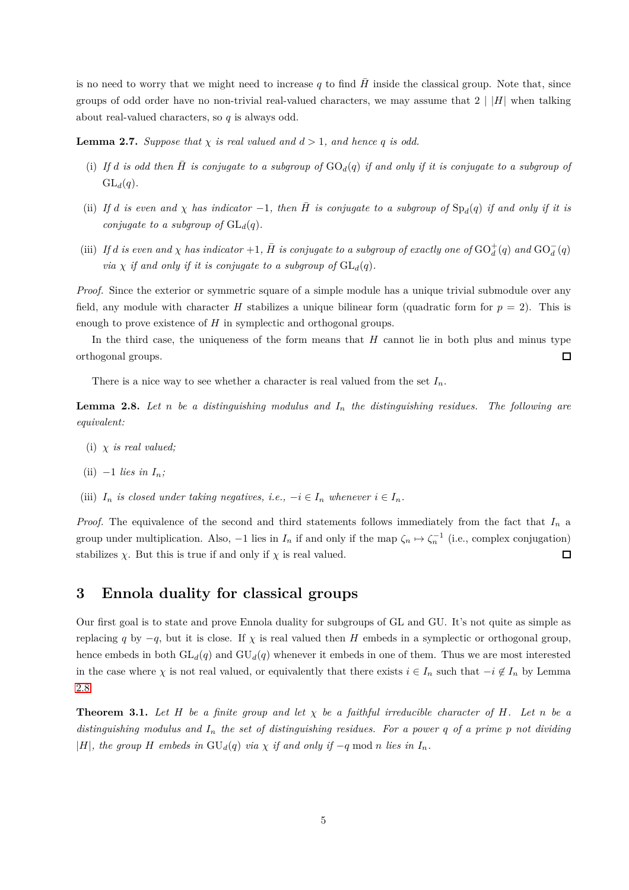is no need to worry that we might need to increase $q$ to find $\bar{H}$ inside the classical group. Note that, since groups of odd order have no non-trivial real-valued characters, we may assume that $2 \mid |H|$ when talking about real-valued characters, so $q$ is always odd.

**Lemma 2.7.** *Suppose that $\chi$ is real valued and $d > 1$, and hence $q$ is odd.*

(i) *If $d$ is odd then $\bar{H}$ is conjugate to a subgroup of $\mathrm{GO}_d(q)$ if and only if it is conjugate to a subgroup of $\mathrm{GL}_d(q)$.*

(ii) *If $d$ is even and $\chi$ has indicator $-1$, then $\bar{H}$ is conjugate to a subgroup of $\mathrm{Sp}_d(q)$ if and only if it is conjugate to a subgroup of $\mathrm{GL}_d(q)$.*

(iii) *If $d$ is even and $\chi$ has indicator $+1$, $\bar{H}$ is conjugate to a subgroup of exactly one of $\mathrm{GO}_d^+(q)$ and $\mathrm{GO}_d^-(q)$ via $\chi$ if and only if it is conjugate to a subgroup of $\mathrm{GL}_d(q)$.*

*Proof.* Since the exterior or symmetric square of a simple module has a unique trivial submodule over any field, any module with character $H$ stabilizes a unique bilinear form (quadratic form for $p = 2$). This is enough to prove existence of $H$ in symplectic and orthogonal groups.

In the third case, the uniqueness of the form means that $H$ cannot lie in both plus and minus type orthogonal groups. □

There is a nice way to see whether a character is real valued from the set $I_n$.

**Lemma 2.8.** *Let $n$ be a distinguishing modulus and $I_n$ the distinguishing residues. The following are equivalent:*

(i) *$\chi$ is real valued;*

(ii) *$-1$ lies in $I_n$;*

(iii) *$I_n$ is closed under taking negatives, i.e., $-i \in I_n$ whenever $i \in I_n$.*

*Proof.* The equivalence of the second and third statements follows immediately from the fact that $I_n$ a group under multiplication. Also, $-1$ lies in $I_n$ if and only if the map $\zeta_n \mapsto \zeta_n^{-1}$ (i.e., complex conjugation) stabilizes $\chi$. But this is true if and only if $\chi$ is real valued. □

## 3 Ennola duality for classical groups

Our first goal is to state and prove Ennola duality for subgroups of GL and GU. It's not quite as simple as replacing $q$ by $-q$, but it is close. If $\chi$ is real valued then $H$ embeds in a symplectic or orthogonal group, hence embeds in both $\mathrm{GL}_d(q)$ and $\mathrm{GU}_d(q)$ whenever it embeds in one of them. Thus we are most interested in the case where $\chi$ is not real valued, or equivalently that there exists $i \in I_n$ such that $-i \notin I_n$ by Lemma 2.8.

**Theorem 3.1.** *Let $H$ be a finite group and let $\chi$ be a faithful irreducible character of $H$. Let $n$ be a distinguishing modulus and $I_n$ the set of distinguishing residues. For a power $q$ of a prime $p$ not dividing $|H|$, the group $H$ embeds in $\mathrm{GU}_d(q)$ via $\chi$ if and only if $-q \bmod n$ lies in $I_n$.*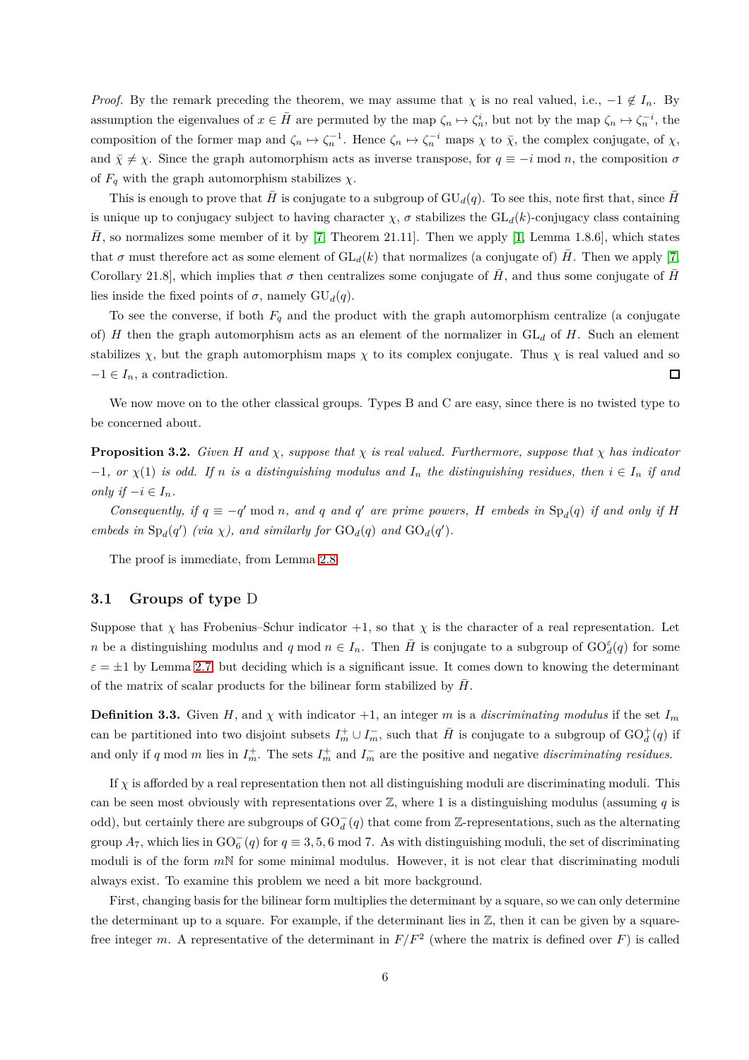*Proof.* By the remark preceding the theorem, we may assume that $\chi$ is no real valued, i.e., $-1 \notin I_n$. By assumption the eigenvalues of $x \in \bar{H}$ are permuted by the map $\zeta_n \mapsto \zeta_n^i$, but not by the map $\zeta_n \mapsto \zeta_n^{-i}$, the composition of the former map and $\zeta_n \mapsto \zeta_n^{-1}$. Hence $\zeta_n \mapsto \zeta_n^{-i}$ maps $\chi$ to $\bar{\chi}$, the complex conjugate, of $\chi$, and $\bar{\chi} \neq \chi$. Since the graph automorphism acts as inverse transpose, for $q \equiv -i \bmod n$, the composition $\sigma$ of $F_q$ with the graph automorphism stabilizes $\chi$.

This is enough to prove that $\bar{H}$ is conjugate to a subgroup of $\mathrm{GU}_d(q)$. To see this, note first that, since $\bar{H}$ is unique up to conjugacy subject to having character $\chi$, $\sigma$ stabilizes the $\mathrm{GL}_d(k)$-conjugacy class containing $\bar{H}$, so normalizes some member of it by [7, Theorem 21.11]. Then we apply [1, Lemma 1.8.6], which states that $\sigma$ must therefore act as some element of $\mathrm{GL}_d(k)$ that normalizes (a conjugate of) $\bar{H}$. Then we apply [7, Corollary 21.8], which implies that $\sigma$ then centralizes some conjugate of $\bar{H}$, and thus some conjugate of $\bar{H}$ lies inside the fixed points of $\sigma$, namely $\mathrm{GU}_d(q)$.

To see the converse, if both $F_q$ and the product with the graph automorphism centralize (a conjugate of) $H$ then the graph automorphism acts as an element of the normalizer in $\mathrm{GL}_d$ of $H$. Such an element stabilizes $\chi$, but the graph automorphism maps $\chi$ to its complex conjugate. Thus $\chi$ is real valued and so $-1 \in I_n$, a contradiction. ☐

We now move on to the other classical groups. Types B and C are easy, since there is no twisted type to be concerned about.

**Proposition 3.2.** *Given $H$ and $\chi$, suppose that $\chi$ is real valued. Furthermore, suppose that $\chi$ has indicator $-1$, or $\chi(1)$ is odd. If $n$ is a distinguishing modulus and $I_n$ the distinguishing residues, then $i \in I_n$ if and only if $-i \in I_n$.*

*Consequently, if $q \equiv -q' \bmod n$, and $q$ and $q'$ are prime powers, $H$ embeds in $\mathrm{Sp}_d(q)$ if and only if $H$ embeds in $\mathrm{Sp}_d(q')$ (via $\chi$), and similarly for $\mathrm{GO}_d(q)$ and $\mathrm{GO}_d(q')$.*

The proof is immediate, from Lemma 2.8.

## 3.1 Groups of type D

Suppose that $\chi$ has Frobenius–Schur indicator $+1$, so that $\chi$ is the character of a real representation. Let $n$ be a distinguishing modulus and $q \bmod n \in I_n$. Then $\bar{H}$ is conjugate to a subgroup of $\mathrm{GO}_d^{\varepsilon}(q)$ for some $\varepsilon = \pm 1$ by Lemma 2.7, but deciding which is a significant issue. It comes down to knowing the determinant of the matrix of scalar products for the bilinear form stabilized by $\bar{H}$.

**Definition 3.3.** Given $H$, and $\chi$ with indicator $+1$, an integer $m$ is a *discriminating modulus* if the set $I_m$ can be partitioned into two disjoint subsets $I_m^+ \cup I_m^-$, such that $\bar{H}$ is conjugate to a subgroup of $\mathrm{GO}_d^+(q)$ if and only if $q \bmod m$ lies in $I_m^+$. The sets $I_m^+$ and $I_m^-$ are the positive and negative *discriminating residues*.

If $\chi$ is afforded by a real representation then not all distinguishing moduli are discriminating moduli. This can be seen most obviously with representations over $\mathbb{Z}$, where 1 is a distinguishing modulus (assuming $q$ is odd), but certainly there are subgroups of $\mathrm{GO}_d^-(q)$ that come from $\mathbb{Z}$-representations, such as the alternating group $A_7$, which lies in $\mathrm{GO}_6^-(q)$ for $q \equiv 3, 5, 6 \bmod 7$. As with distinguishing moduli, the set of discriminating moduli is of the form $m\mathbb{N}$ for some minimal modulus. However, it is not clear that discriminating moduli always exist. To examine this problem we need a bit more background.

First, changing basis for the bilinear form multiplies the determinant by a square, so we can only determine the determinant up to a square. For example, if the determinant lies in $\mathbb{Z}$, then it can be given by a square-free integer $m$. A representative of the determinant in $F/F^2$ (where the matrix is defined over $F$) is called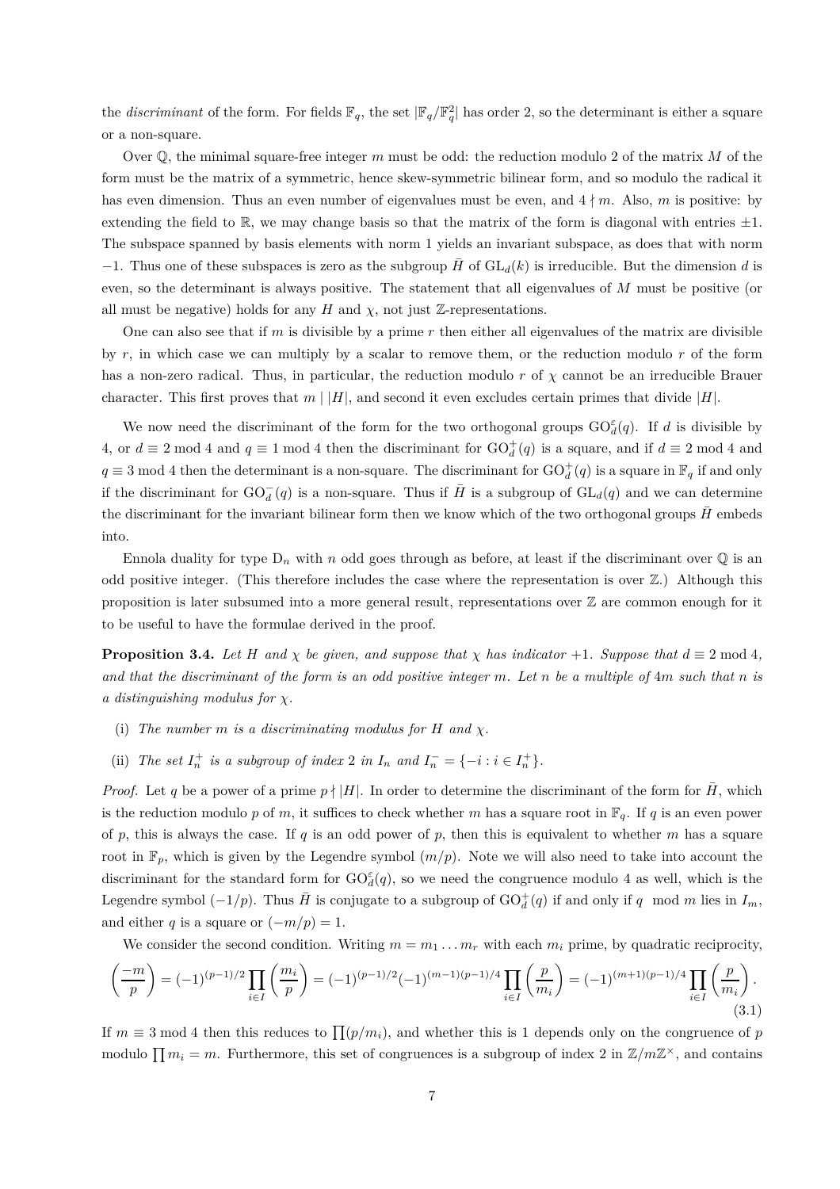the *discriminant* of the form. For fields $\mathbb{F}_q$, the set $|\mathbb{F}_q/\mathbb{F}_q^2|$ has order 2, so the determinant is either a square or a non-square.

Over $\mathbb{Q}$, the minimal square-free integer $m$ must be odd: the reduction modulo 2 of the matrix $M$ of the form must be the matrix of a symmetric, hence skew-symmetric bilinear form, and so modulo the radical it has even dimension. Thus an even number of eigenvalues must be even, and $4 \nmid m$. Also, $m$ is positive: by extending the field to $\mathbb{R}$, we may change basis so that the matrix of the form is diagonal with entries $\pm 1$. The subspace spanned by basis elements with norm 1 yields an invariant subspace, as does that with norm $-1$. Thus one of these subspaces is zero as the subgroup $\bar{H}$ of $\mathrm{GL}_d(k)$ is irreducible. But the dimension $d$ is even, so the determinant is always positive. The statement that all eigenvalues of $M$ must be positive (or all must be negative) holds for any $H$ and $\chi$, not just $\mathbb{Z}$-representations.

One can also see that if $m$ is divisible by a prime $r$ then either all eigenvalues of the matrix are divisible by $r$, in which case we can multiply by a scalar to remove them, or the reduction modulo $r$ of the form has a non-zero radical. Thus, in particular, the reduction modulo $r$ of $\chi$ cannot be an irreducible Brauer character. This first proves that $m \mid |H|$, and second it even excludes certain primes that divide $|H|$.

We now need the discriminant of the form for the two orthogonal groups $\mathrm{GO}_d^\varepsilon(q)$. If $d$ is divisible by 4, or $d \equiv 2 \bmod 4$ and $q \equiv 1 \bmod 4$ then the discriminant for $\mathrm{GO}_d^+(q)$ is a square, and if $d \equiv 2 \bmod 4$ and $q \equiv 3 \bmod 4$ then the determinant is a non-square. The discriminant for $\mathrm{GO}_d^+(q)$ is a square in $\mathbb{F}_q$ if and only if the discriminant for $\mathrm{GO}_d^-(q)$ is a non-square. Thus if $\bar{H}$ is a subgroup of $\mathrm{GL}_d(q)$ and we can determine the discriminant for the invariant bilinear form then we know which of the two orthogonal groups $\bar{H}$ embeds into.

Ennola duality for type $\mathrm{D}_n$ with $n$ odd goes through as before, at least if the discriminant over $\mathbb{Q}$ is an odd positive integer. (This therefore includes the case where the representation is over $\mathbb{Z}$.) Although this proposition is later subsumed into a more general result, representations over $\mathbb{Z}$ are common enough for it to be useful to have the formulae derived in the proof.

**Proposition 3.4.** *Let $H$ and $\chi$ be given, and suppose that $\chi$ has indicator $+1$. Suppose that $d \equiv 2 \bmod 4$, and that the discriminant of the form is an odd positive integer $m$. Let $n$ be a multiple of $4m$ such that $n$ is a distinguishing modulus for $\chi$.*

(i) *The number $m$ is a discriminating modulus for $H$ and $\chi$.*

(ii) *The set $I_n^+$ is a subgroup of index 2 in $I_n$ and $I_n^- = \{-i : i \in I_n^+\}$.*

*Proof.* Let $q$ be a power of a prime $p \nmid |H|$. In order to determine the discriminant of the form for $\bar{H}$, which is the reduction modulo $p$ of $m$, it suffices to check whether $m$ has a square root in $\mathbb{F}_q$. If $q$ is an even power of $p$, this is always the case. If $q$ is an odd power of $p$, then this is equivalent to whether $m$ has a square root in $\mathbb{F}_p$, which is given by the Legendre symbol $(m/p)$. Note we will also need to take into account the discriminant for the standard form for $\mathrm{GO}_d^\varepsilon(q)$, so we need the congruence modulo 4 as well, which is the Legendre symbol $(-1/p)$. Thus $\bar{H}$ is conjugate to a subgroup of $\mathrm{GO}_d^+(q)$ if and only if $q \bmod m$ lies in $I_m$, and either $q$ is a square or $(-m/p) = 1$.

We consider the second condition. Writing $m = m_1 \dots m_r$ with each $m_i$ prime, by quadratic reciprocity,

$$\left(\frac{-m}{p}\right) = (-1)^{(p-1)/2} \prod_{i \in I} \left(\frac{m_i}{p}\right) = (-1)^{(p-1)/2} (-1)^{(m-1)(p-1)/4} \prod_{i \in I} \left(\frac{p}{m_i}\right) = (-1)^{(m+1)(p-1)/4} \prod_{i \in I} \left(\frac{p}{m_i}\right). \tag{3.1}$$

If $m \equiv 3 \bmod 4$ then this reduces to $\prod(p/m_i)$, and whether this is 1 depends only on the congruence of $p$ modulo $\prod m_i = m$. Furthermore, this set of congruences is a subgroup of index 2 in $\mathbb{Z}/m\mathbb{Z}^\times$, and contains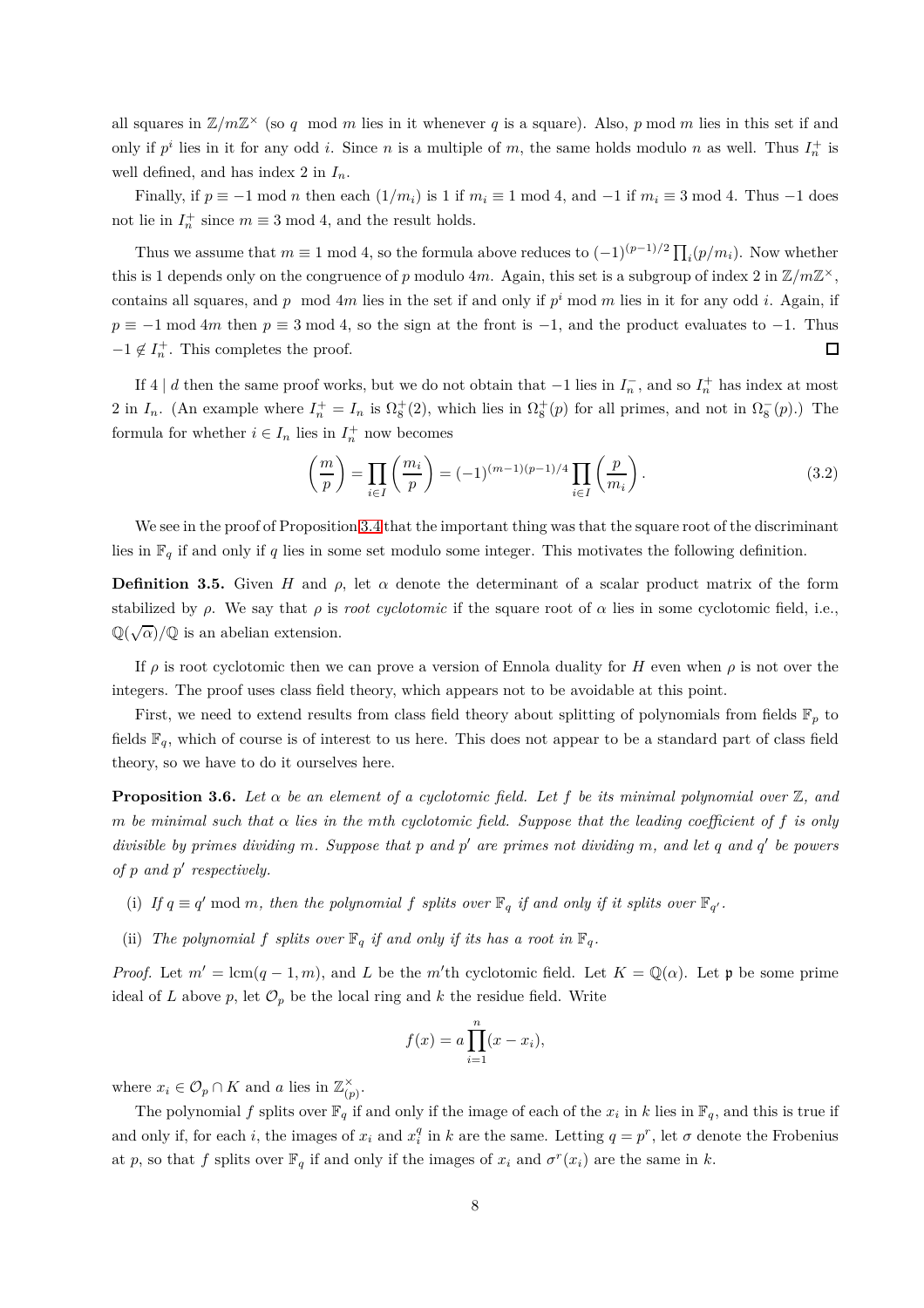all squares in $\mathbb{Z}/m\mathbb{Z}^\times$ (so $q \mod m$ lies in it whenever $q$ is a square). Also, $p \bmod m$ lies in this set if and only if $p^i$ lies in it for any odd $i$. Since $n$ is a multiple of $m$, the same holds modulo $n$ as well. Thus $I_n^+$ is well defined, and has index 2 in $I_n$.

Finally, if $p \equiv -1 \bmod n$ then each $(1/m_i)$ is 1 if $m_i \equiv 1 \bmod 4$, and $-1$ if $m_i \equiv 3 \bmod 4$. Thus $-1$ does not lie in $I_n^+$ since $m \equiv 3 \bmod 4$, and the result holds.

Thus we assume that $m \equiv 1 \bmod 4$, so the formula above reduces to $(-1)^{(p-1)/2}\prod_i (p/m_i)$. Now whether this is 1 depends only on the congruence of $p$ modulo $4m$. Again, this set is a subgroup of index 2 in $\mathbb{Z}/m\mathbb{Z}^\times$, contains all squares, and $p \mod 4m$ lies in the set if and only if $p^i \bmod m$ lies in it for any odd $i$. Again, if $p \equiv -1 \bmod 4m$ then $p \equiv 3 \bmod 4$, so the sign at the front is $-1$, and the product evaluates to $-1$. Thus $-1 \notin I_n^+$. This completes the proof. □

If $4 \mid d$ then the same proof works, but we do not obtain that $-1$ lies in $I_n^-$, and so $I_n^+$ has index at most 2 in $I_n$. (An example where $I_n^+ = I_n$ is $\Omega_8^+(2)$, which lies in $\Omega_8^+(p)$ for all primes, and not in $\Omega_8^-(p)$.) The formula for whether $i \in I_n$ lies in $I_n^+$ now becomes

$$\left(\frac{m}{p}\right) = \prod_{i\in I}\left(\frac{m_i}{p}\right) = (-1)^{(m-1)(p-1)/4}\prod_{i\in I}\left(\frac{p}{m_i}\right). \tag{3.2}$$

We see in the proof of Proposition 3.4 that the important thing was that the square root of the discriminant lies in $\mathbb{F}_q$ if and only if $q$ lies in some set modulo some integer. This motivates the following definition.

**Definition 3.5.** Given $H$ and $\rho$, let $\alpha$ denote the determinant of a scalar product matrix of the form stabilized by $\rho$. We say that $\rho$ is *root cyclotomic* if the square root of $\alpha$ lies in some cyclotomic field, i.e., $\mathbb{Q}(\sqrt{\alpha})/\mathbb{Q}$ is an abelian extension.

If $\rho$ is root cyclotomic then we can prove a version of Ennola duality for $H$ even when $\rho$ is not over the integers. The proof uses class field theory, which appears not to be avoidable at this point.

First, we need to extend results from class field theory about splitting of polynomials from fields $\mathbb{F}_p$ to fields $\mathbb{F}_q$, which of course is of interest to us here. This does not appear to be a standard part of class field theory, so we have to do it ourselves here.

**Proposition 3.6.** *Let $\alpha$ be an element of a cyclotomic field. Let $f$ be its minimal polynomial over $\mathbb{Z}$, and $m$ be minimal such that $\alpha$ lies in the $m$th cyclotomic field. Suppose that the leading coefficient of $f$ is only divisible by primes dividing $m$. Suppose that $p$ and $p'$ are primes not dividing $m$, and let $q$ and $q'$ be powers of $p$ and $p'$ respectively.*

(i) *If $q \equiv q' \bmod m$, then the polynomial $f$ splits over $\mathbb{F}_q$ if and only if it splits over $\mathbb{F}_{q'}$.*

(ii) *The polynomial $f$ splits over $\mathbb{F}_q$ if and only if its has a root in $\mathbb{F}_q$.*

*Proof.* Let $m' = \operatorname{lcm}(q-1, m)$, and $L$ be the $m'$th cyclotomic field. Let $K = \mathbb{Q}(\alpha)$. Let $\mathfrak{p}$ be some prime ideal of $L$ above $p$, let $\mathcal{O}_p$ be the local ring and $k$ the residue field. Write

$$f(x) = a\prod_{i=1}^{n}(x - x_i),$$

where $x_i \in \mathcal{O}_p \cap K$ and $a$ lies in $\mathbb{Z}_{(p)}^\times$.

The polynomial $f$ splits over $\mathbb{F}_q$ if and only if the image of each of the $x_i$ in $k$ lies in $\mathbb{F}_q$, and this is true if and only if, for each $i$, the images of $x_i$ and $x_i^q$ in $k$ are the same. Letting $q = p^r$, let $\sigma$ denote the Frobenius at $p$, so that $f$ splits over $\mathbb{F}_q$ if and only if the images of $x_i$ and $\sigma^r(x_i)$ are the same in $k$.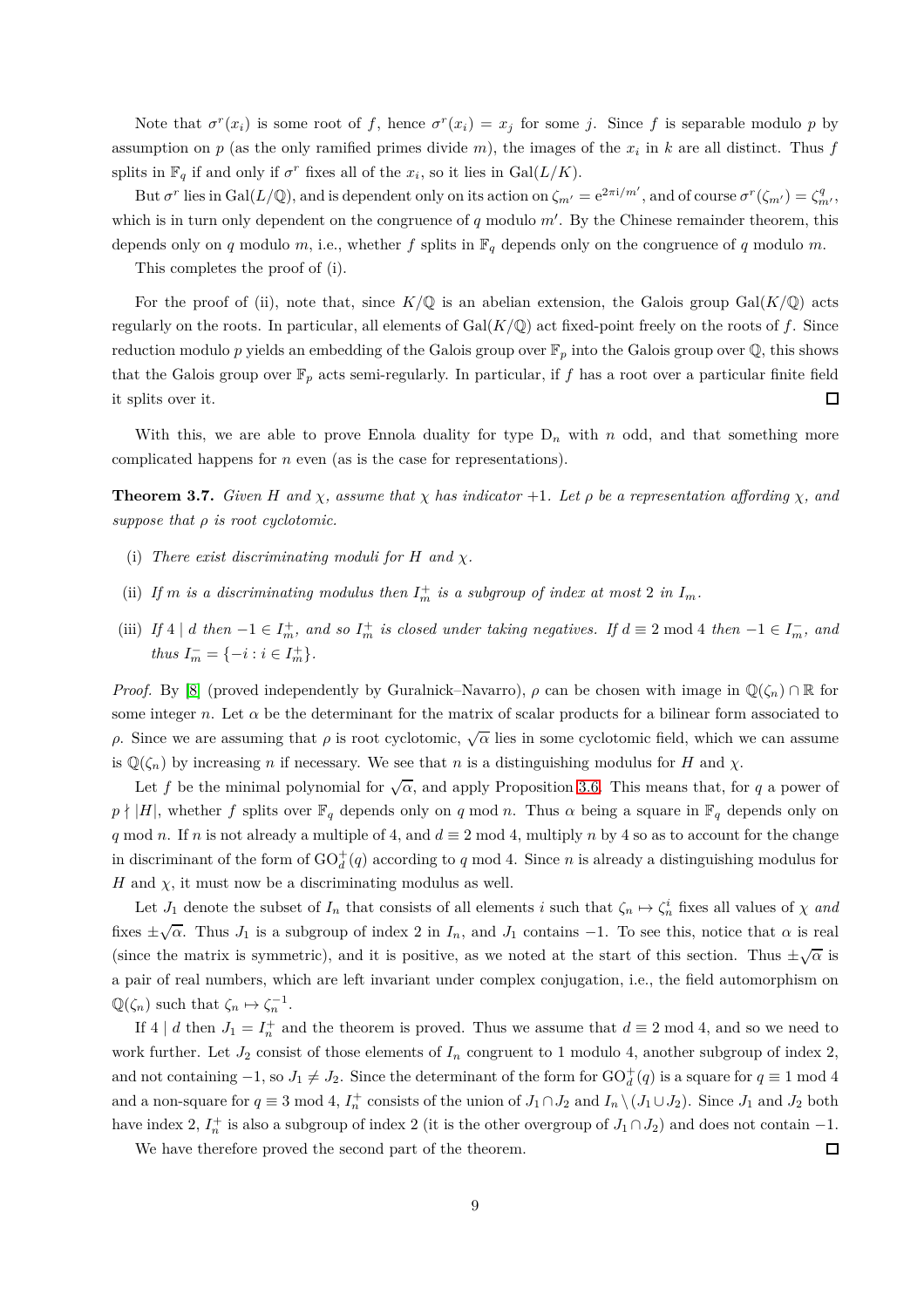Note that $\sigma^r(x_i)$ is some root of $f$, hence $\sigma^r(x_i) = x_j$ for some $j$. Since $f$ is separable modulo $p$ by assumption on $p$ (as the only ramified primes divide $m$), the images of the $x_i$ in $k$ are all distinct. Thus $f$ splits in $\mathbb{F}_q$ if and only if $\sigma^r$ fixes all of the $x_i$, so it lies in $\mathrm{Gal}(L/K)$.

But $\sigma^r$ lies in $\mathrm{Gal}(L/\mathbb{Q})$, and is dependent only on its action on $\zeta_{m'} = \mathrm{e}^{2\pi \mathrm{i}/m'}$, and of course $\sigma^r(\zeta_{m'}) = \zeta_{m'}^q$, which is in turn only dependent on the congruence of $q$ modulo $m'$. By the Chinese remainder theorem, this depends only on $q$ modulo $m$, i.e., whether $f$ splits in $\mathbb{F}_q$ depends only on the congruence of $q$ modulo $m$.

This completes the proof of (i).

For the proof of (ii), note that, since $K/\mathbb{Q}$ is an abelian extension, the Galois group $\mathrm{Gal}(K/\mathbb{Q})$ acts regularly on the roots. In particular, all elements of $\mathrm{Gal}(K/\mathbb{Q})$ act fixed-point freely on the roots of $f$. Since reduction modulo $p$ yields an embedding of the Galois group over $\mathbb{F}_p$ into the Galois group over $\mathbb{Q}$, this shows that the Galois group over $\mathbb{F}_p$ acts semi-regularly. In particular, if $f$ has a root over a particular finite field it splits over it. ∎

With this, we are able to prove Ennola duality for type $\mathrm{D}_n$ with $n$ odd, and that something more complicated happens for $n$ even (as is the case for representations).

**Theorem 3.7.** *Given $H$ and $\chi$, assume that $\chi$ has indicator $+1$. Let $\rho$ be a representation affording $\chi$, and suppose that $\rho$ is root cyclotomic.*

(i) *There exist discriminating moduli for $H$ and $\chi$.*

(ii) *If $m$ is a discriminating modulus then $I_m^+$ is a subgroup of index at most 2 in $I_m$.*

(iii) *If $4 \mid d$ then $-1 \in I_m^+$, and so $I_m^+$ is closed under taking negatives. If $d \equiv 2 \bmod 4$ then $-1 \in I_m^-$, and thus $I_m^- = \{-i : i \in I_m^+\}$.*

*Proof.* By [8] (proved independently by Guralnick–Navarro), $\rho$ can be chosen with image in $\mathbb{Q}(\zeta_n) \cap \mathbb{R}$ for some integer $n$. Let $\alpha$ be the determinant for the matrix of scalar products for a bilinear form associated to $\rho$. Since we are assuming that $\rho$ is root cyclotomic, $\sqrt{\alpha}$ lies in some cyclotomic field, which we can assume is $\mathbb{Q}(\zeta_n)$ by increasing $n$ if necessary. We see that $n$ is a distinguishing modulus for $H$ and $\chi$.

Let $f$ be the minimal polynomial for $\sqrt{\alpha}$, and apply Proposition 3.6. This means that, for $q$ a power of $p \nmid |H|$, whether $f$ splits over $\mathbb{F}_q$ depends only on $q \bmod n$. Thus $\alpha$ being a square in $\mathbb{F}_q$ depends only on $q \bmod n$. If $n$ is not already a multiple of 4, and $d \equiv 2 \bmod 4$, multiply $n$ by 4 so as to account for the change in discriminant of the form of $\mathrm{GO}_d^+(q)$ according to $q \bmod 4$. Since $n$ is already a distinguishing modulus for $H$ and $\chi$, it must now be a discriminating modulus as well.

Let $J_1$ denote the subset of $I_n$ that consists of all elements $i$ such that $\zeta_n \mapsto \zeta_n^i$ fixes all values of $\chi$ *and* fixes $\pm\sqrt{\alpha}$. Thus $J_1$ is a subgroup of index 2 in $I_n$, and $J_1$ contains $-1$. To see this, notice that $\alpha$ is real (since the matrix is symmetric), and it is positive, as we noted at the start of this section. Thus $\pm\sqrt{\alpha}$ is a pair of real numbers, which are left invariant under complex conjugation, i.e., the field automorphism on $\mathbb{Q}(\zeta_n)$ such that $\zeta_n \mapsto \zeta_n^{-1}$.

If $4 \mid d$ then $J_1 = I_n^+$ and the theorem is proved. Thus we assume that $d \equiv 2 \bmod 4$, and so we need to work further. Let $J_2$ consist of those elements of $I_n$ congruent to 1 modulo 4, another subgroup of index 2, and not containing $-1$, so $J_1 \neq J_2$. Since the determinant of the form for $\mathrm{GO}_d^+(q)$ is a square for $q \equiv 1 \bmod 4$ and a non-square for $q \equiv 3 \bmod 4$, $I_n^+$ consists of the union of $J_1 \cap J_2$ and $I_n \setminus (J_1 \cup J_2)$. Since $J_1$ and $J_2$ both have index 2, $I_n^+$ is also a subgroup of index 2 (it is the other overgroup of $J_1 \cap J_2$) and does not contain $-1$.

We have therefore proved the second part of the theorem. ∎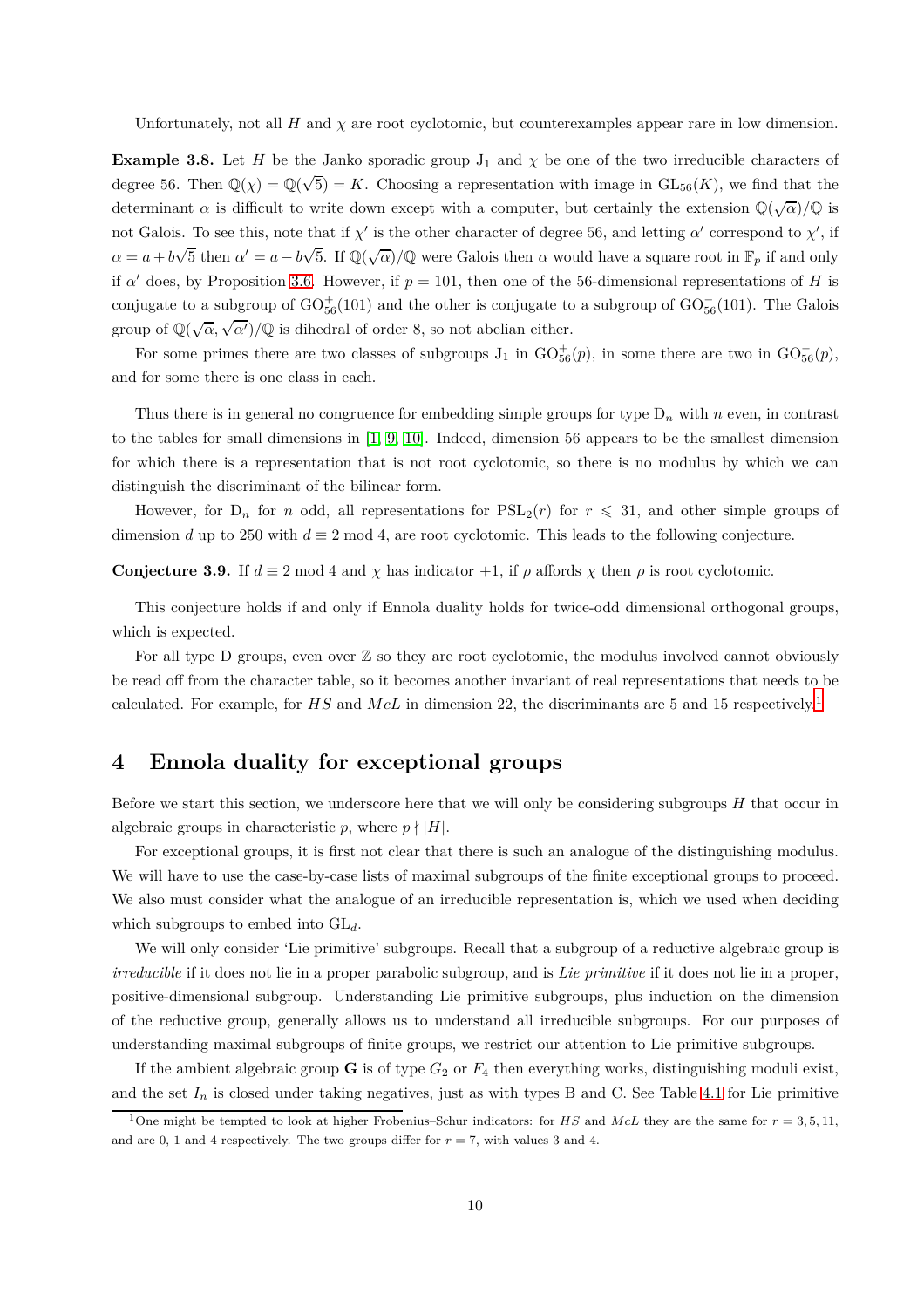Unfortunately, not all $H$ and $\chi$ are root cyclotomic, but counterexamples appear rare in low dimension.

**Example 3.8.** Let $H$ be the Janko sporadic group $\mathrm{J}_1$ and $\chi$ be one of the two irreducible characters of degree 56. Then $\mathbb{Q}(\chi) = \mathbb{Q}(\sqrt{5}) = K$. Choosing a representation with image in $\mathrm{GL}_{56}(K)$, we find that the determinant $\alpha$ is difficult to write down except with a computer, but certainly the extension $\mathbb{Q}(\sqrt{\alpha})/\mathbb{Q}$ is not Galois. To see this, note that if $\chi'$ is the other character of degree 56, and letting $\alpha'$ correspond to $\chi'$, if $\alpha = a + b\sqrt{5}$ then $\alpha' = a - b\sqrt{5}$. If $\mathbb{Q}(\sqrt{\alpha})/\mathbb{Q}$ were Galois then $\alpha$ would have a square root in $\mathbb{F}_p$ if and only if $\alpha'$ does, by Proposition 3.6. However, if $p = 101$, then one of the 56-dimensional representations of $H$ is conjugate to a subgroup of $\mathrm{GO}_{56}^+(101)$ and the other is conjugate to a subgroup of $\mathrm{GO}_{56}^-(101)$. The Galois group of $\mathbb{Q}(\sqrt{\alpha}, \sqrt{\alpha'})/\mathbb{Q}$ is dihedral of order 8, so not abelian either.

For some primes there are two classes of subgroups $\mathrm{J}_1$ in $\mathrm{GO}_{56}^+(p)$, in some there are two in $\mathrm{GO}_{56}^-(p)$, and for some there is one class in each.

Thus there is in general no congruence for embedding simple groups for type $\mathrm{D}_n$ with $n$ even, in contrast to the tables for small dimensions in [1, 9, 10]. Indeed, dimension 56 appears to be the smallest dimension for which there is a representation that is not root cyclotomic, so there is no modulus by which we can distinguish the discriminant of the bilinear form.

However, for $\mathrm{D}_n$ for $n$ odd, all representations for $\mathrm{PSL}_2(r)$ for $r \leqslant 31$, and other simple groups of dimension $d$ up to 250 with $d \equiv 2 \bmod 4$, are root cyclotomic. This leads to the following conjecture.

**Conjecture 3.9.** If $d \equiv 2 \bmod 4$ and $\chi$ has indicator $+1$, if $\rho$ affords $\chi$ then $\rho$ is root cyclotomic.

This conjecture holds if and only if Ennola duality holds for twice-odd dimensional orthogonal groups, which is expected.

For all type D groups, even over $\mathbb{Z}$ so they are root cyclotomic, the modulus involved cannot obviously be read off from the character table, so it becomes another invariant of real representations that needs to be calculated. For example, for $HS$ and $McL$ in dimension 22, the discriminants are 5 and 15 respectively.[1]

## 4 Ennola duality for exceptional groups

Before we start this section, we underscore here that we will only be considering subgroups $H$ that occur in algebraic groups in characteristic $p$, where $p \nmid |H|$.

For exceptional groups, it is first not clear that there is such an analogue of the distinguishing modulus. We will have to use the case-by-case lists of maximal subgroups of the finite exceptional groups to proceed. We also must consider what the analogue of an irreducible representation is, which we used when deciding which subgroups to embed into $\mathrm{GL}_d$.

We will only consider 'Lie primitive' subgroups. Recall that a subgroup of a reductive algebraic group is *irreducible* if it does not lie in a proper parabolic subgroup, and is *Lie primitive* if it does not lie in a proper, positive-dimensional subgroup. Understanding Lie primitive subgroups, plus induction on the dimension of the reductive group, generally allows us to understand all irreducible subgroups. For our purposes of understanding maximal subgroups of finite groups, we restrict our attention to Lie primitive subgroups.

If the ambient algebraic group $\mathbf{G}$ is of type $G_2$ or $F_4$ then everything works, distinguishing moduli exist, and the set $I_n$ is closed under taking negatives, just as with types B and C. See Table 4.1 for Lie primitive

[1] One might be tempted to look at higher Frobenius–Schur indicators: for $HS$ and $McL$ they are the same for $r = 3, 5, 11$, and are 0, 1 and 4 respectively. The two groups differ for $r = 7$, with values 3 and 4.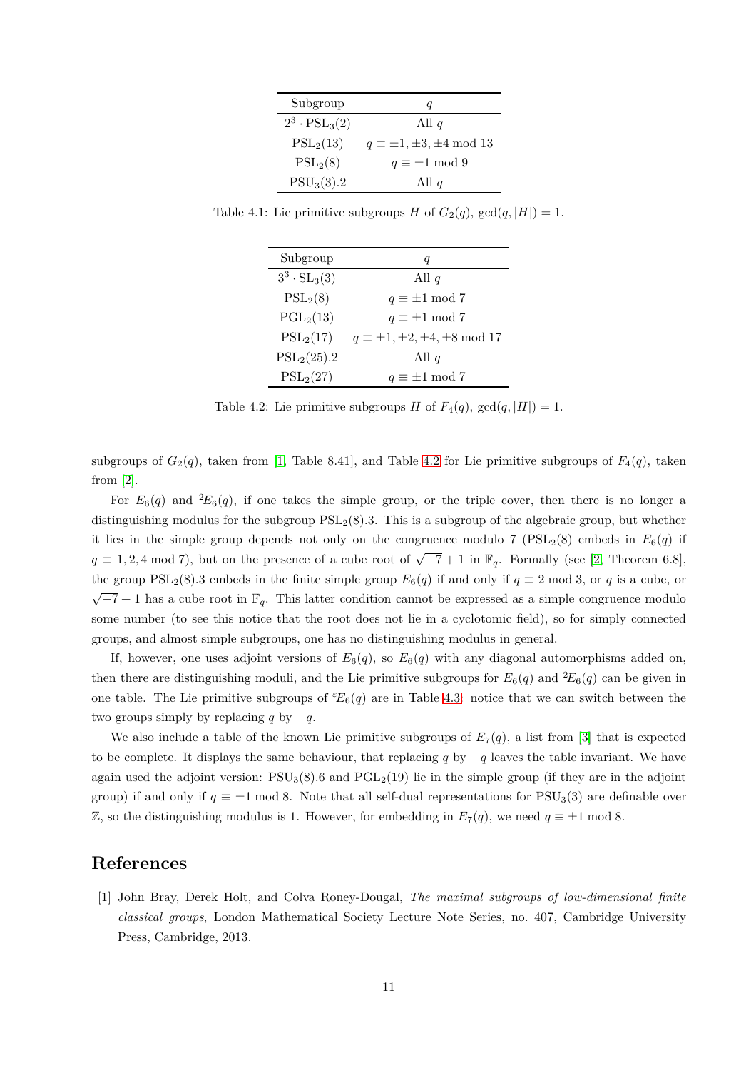| Subgroup | $q$ |
|---|---|
| $2^3 \cdot \mathrm{PSL}_3(2)$ | All $q$ |
| $\mathrm{PSL}_2(13)$ | $q \equiv \pm 1, \pm 3, \pm 4 \bmod 13$ |
| $\mathrm{PSL}_2(8)$ | $q \equiv \pm 1 \bmod 9$ |
| $\mathrm{PSU}_3(3).2$ | All $q$ |

Table 4.1: Lie primitive subgroups $H$ of $G_2(q)$, $\gcd(q, |H|) = 1$.

| Subgroup | $q$ |
|---|---|
| $3^3 \cdot \mathrm{SL}_3(3)$ | All $q$ |
| $\mathrm{PSL}_2(8)$ | $q \equiv \pm 1 \bmod 7$ |
| $\mathrm{PGL}_2(13)$ | $q \equiv \pm 1 \bmod 7$ |
| $\mathrm{PSL}_2(17)$ | $q \equiv \pm 1, \pm 2, \pm 4, \pm 8 \bmod 17$ |
| $\mathrm{PSL}_2(25).2$ | All $q$ |
| $\mathrm{PSL}_2(27)$ | $q \equiv \pm 1 \bmod 7$ |

Table 4.2: Lie primitive subgroups $H$ of $F_4(q)$, $\gcd(q, |H|) = 1$.

subgroups of $G_2(q)$, taken from [1, Table 8.41], and Table 4.2 for Lie primitive subgroups of $F_4(q)$, taken from [2].

For $E_6(q)$ and ${}^2E_6(q)$, if one takes the simple group, or the triple cover, then there is no longer a distinguishing modulus for the subgroup $\mathrm{PSL}_2(8).3$. This is a subgroup of the algebraic group, but whether it lies in the simple group depends not only on the congruence modulo 7 ($\mathrm{PSL}_2(8)$ embeds in $E_6(q)$ if $q \equiv 1, 2, 4 \bmod 7$), but on the presence of a cube root of $\sqrt{-7}+1$ in $\mathbb{F}_q$. Formally (see [2, Theorem 6.8], the group $\mathrm{PSL}_2(8).3$ embeds in the finite simple group $E_6(q)$ if and only if $q \equiv 2 \bmod 3$, or $q$ is a cube, or $\sqrt{-7}+1$ has a cube root in $\mathbb{F}_q$. This latter condition cannot be expressed as a simple congruence modulo some number (to see this notice that the root does not lie in a cyclotomic field), so for simply connected groups, and almost simple subgroups, one has no distinguishing modulus in general.

If, however, one uses adjoint versions of $E_6(q)$, so $E_6(q)$ with any diagonal automorphisms added on, then there are distinguishing moduli, and the Lie primitive subgroups for $E_6(q)$ and ${}^2E_6(q)$ can be given in one table. The Lie primitive subgroups of ${}^{\varepsilon}E_6(q)$ are in Table 4.3: notice that we can switch between the two groups simply by replacing $q$ by $-q$.

We also include a table of the known Lie primitive subgroups of $E_7(q)$, a list from [3] that is expected to be complete. It displays the same behaviour, that replacing $q$ by $-q$ leaves the table invariant. We have again used the adjoint version: $\mathrm{PSU}_3(8).6$ and $\mathrm{PGL}_2(19)$ lie in the simple group (if they are in the adjoint group) if and only if $q \equiv \pm 1 \bmod 8$. Note that all self-dual representations for $\mathrm{PSU}_3(3)$ are definable over $\mathbb{Z}$, so the distinguishing modulus is 1. However, for embedding in $E_7(q)$, we need $q \equiv \pm 1 \bmod 8$.

# References

[1] John Bray, Derek Holt, and Colva Roney-Dougal, *The maximal subgroups of low-dimensional finite classical groups*, London Mathematical Society Lecture Note Series, no. 407, Cambridge University Press, Cambridge, 2013.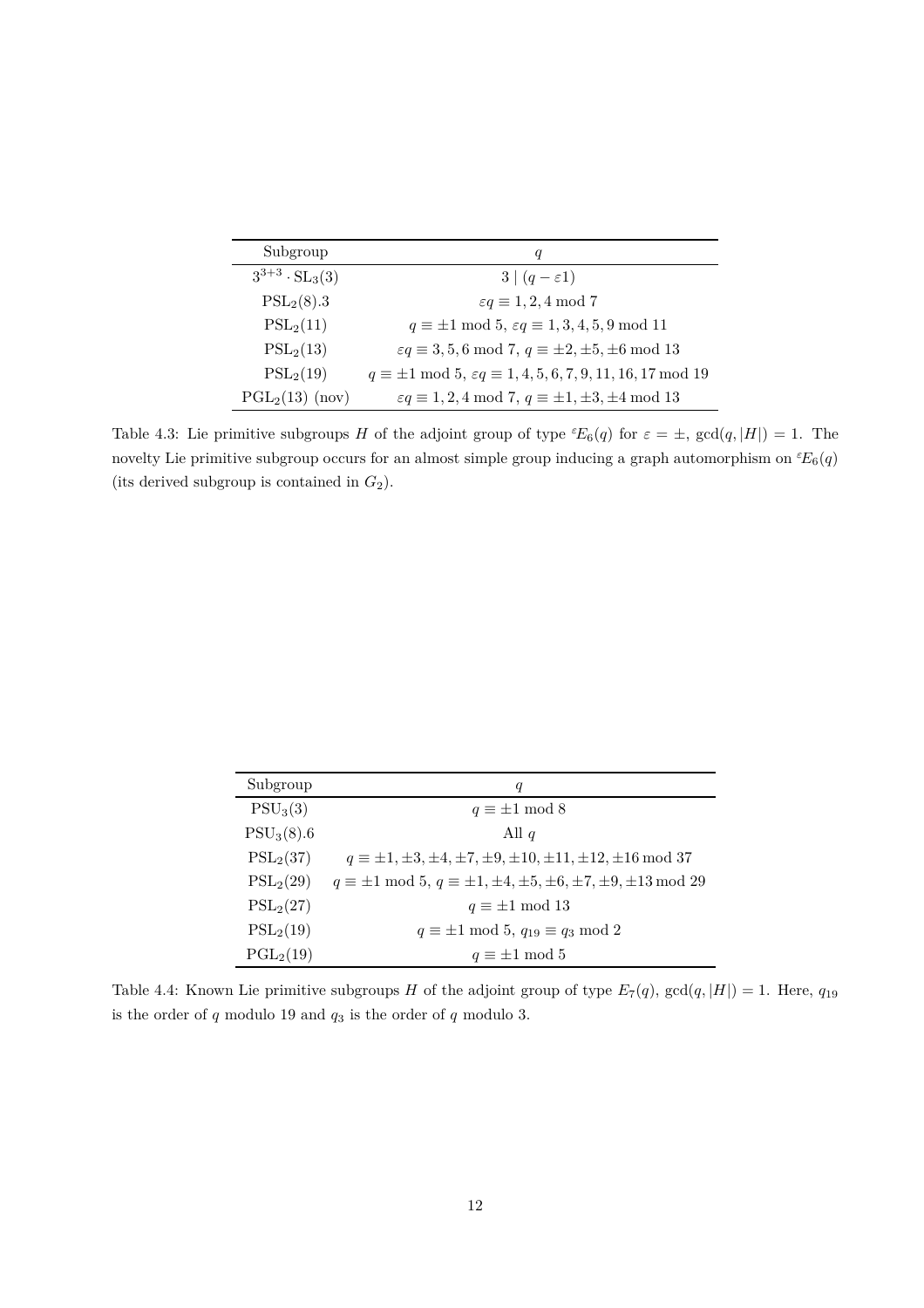| Subgroup | $q$ |
| --- | --- |
| $3^{3+3} \cdot \mathrm{SL}_3(3)$ | $3 \mid (q - \varepsilon 1)$ |
| $\mathrm{PSL}_2(8).3$ | $\varepsilon q \equiv 1, 2, 4 \bmod 7$ |
| $\mathrm{PSL}_2(11)$ | $q \equiv \pm 1 \bmod 5$, $\varepsilon q \equiv 1, 3, 4, 5, 9 \bmod 11$ |
| $\mathrm{PSL}_2(13)$ | $\varepsilon q \equiv 3, 5, 6 \bmod 7$, $q \equiv \pm 2, \pm 5, \pm 6 \bmod 13$ |
| $\mathrm{PSL}_2(19)$ | $q \equiv \pm 1 \bmod 5$, $\varepsilon q \equiv 1, 4, 5, 6, 7, 9, 11, 16, 17 \bmod 19$ |
| $\mathrm{PGL}_2(13)$ (nov) | $\varepsilon q \equiv 1, 2, 4 \bmod 7$, $q \equiv \pm 1, \pm 3, \pm 4 \bmod 13$ |

Table 4.3: Lie primitive subgroups $H$ of the adjoint group of type ${}^{\varepsilon}E_6(q)$ for $\varepsilon = \pm$, $\gcd(q, |H|) = 1$. The novelty Lie primitive subgroup occurs for an almost simple group inducing a graph automorphism on ${}^{\varepsilon}E_6(q)$ (its derived subgroup is contained in $G_2$).

| Subgroup | $q$ |
| --- | --- |
| $\mathrm{PSU}_3(3)$ | $q \equiv \pm 1 \bmod 8$ |
| $\mathrm{PSU}_3(8).6$ | All $q$ |
| $\mathrm{PSL}_2(37)$ | $q \equiv \pm 1, \pm 3, \pm 4, \pm 7, \pm 9, \pm 10, \pm 11, \pm 12, \pm 16 \bmod 37$ |
| $\mathrm{PSL}_2(29)$ | $q \equiv \pm 1 \bmod 5$, $q \equiv \pm 1, \pm 4, \pm 5, \pm 6, \pm 7, \pm 9, \pm 13 \bmod 29$ |
| $\mathrm{PSL}_2(27)$ | $q \equiv \pm 1 \bmod 13$ |
| $\mathrm{PSL}_2(19)$ | $q \equiv \pm 1 \bmod 5$, $q_{19} \equiv q_3 \bmod 2$ |
| $\mathrm{PGL}_2(19)$ | $q \equiv \pm 1 \bmod 5$ |

Table 4.4: Known Lie primitive subgroups $H$ of the adjoint group of type $E_7(q)$, $\gcd(q, |H|) = 1$. Here, $q_{19}$ is the order of $q$ modulo 19 and $q_3$ is the order of $q$ modulo 3.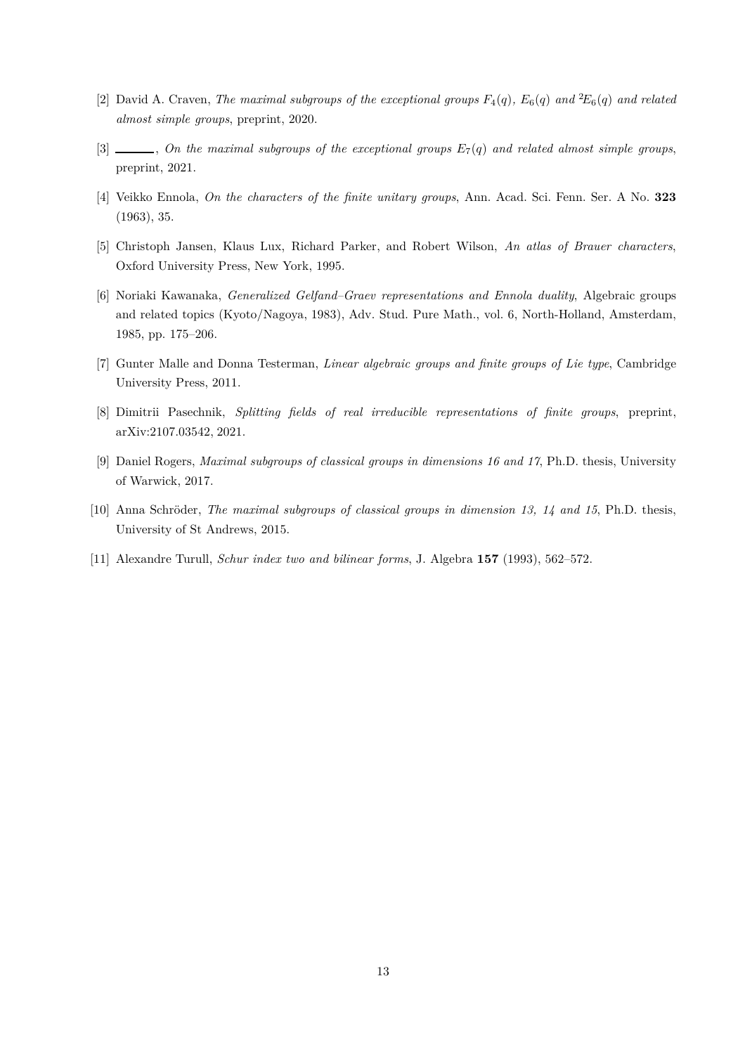[2] David A. Craven, *The maximal subgroups of the exceptional groups $F_4(q)$, $E_6(q)$ and ${}^2E_6(q)$ and related almost simple groups*, preprint, 2020.

[3] ———, *On the maximal subgroups of the exceptional groups $E_7(q)$ and related almost simple groups*, preprint, 2021.

[4] Veikko Ennola, *On the characters of the finite unitary groups*, Ann. Acad. Sci. Fenn. Ser. A No. **323** (1963), 35.

[5] Christoph Jansen, Klaus Lux, Richard Parker, and Robert Wilson, *An atlas of Brauer characters*, Oxford University Press, New York, 1995.

[6] Noriaki Kawanaka, *Generalized Gelfand–Graev representations and Ennola duality*, Algebraic groups and related topics (Kyoto/Nagoya, 1983), Adv. Stud. Pure Math., vol. 6, North-Holland, Amsterdam, 1985, pp. 175–206.

[7] Gunter Malle and Donna Testerman, *Linear algebraic groups and finite groups of Lie type*, Cambridge University Press, 2011.

[8] Dimitrii Pasechnik, *Splitting fields of real irreducible representations of finite groups*, preprint, arXiv:2107.03542, 2021.

[9] Daniel Rogers, *Maximal subgroups of classical groups in dimensions 16 and 17*, Ph.D. thesis, University of Warwick, 2017.

[10] Anna Schröder, *The maximal subgroups of classical groups in dimension 13, 14 and 15*, Ph.D. thesis, University of St Andrews, 2015.

[11] Alexandre Turull, *Schur index two and bilinear forms*, J. Algebra **157** (1993), 562–572.